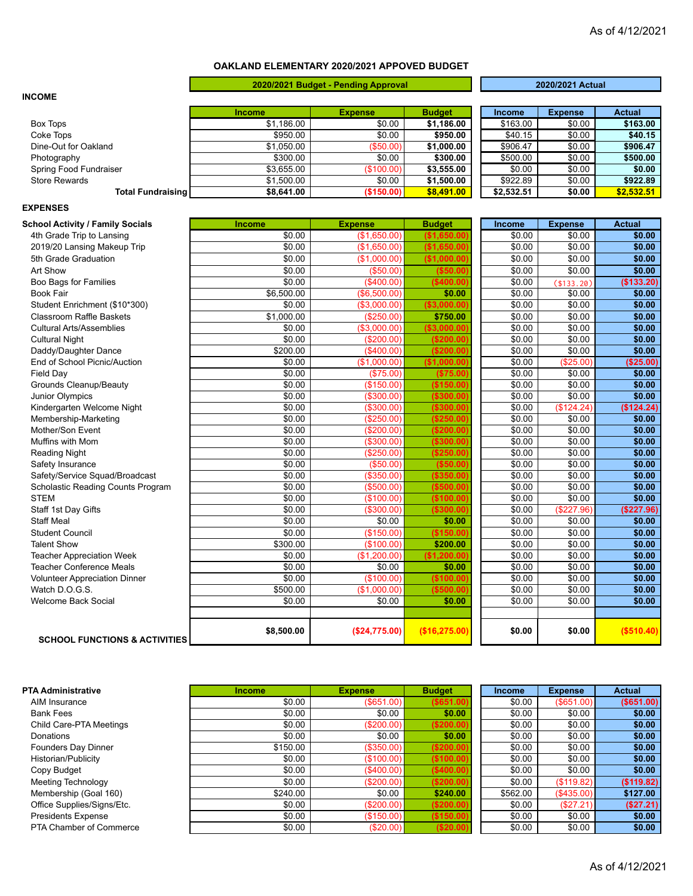As of 4/12/2021

# OAKLAND ELEMENTARY 2020/2021 APPOVED BUDGET

## INCOME

| | 2020/2021 Budget - Pending Approval | | | 2020/2021 Actual | | |
|---|---|---|---|---|---|---|
| | **Income** | **Expense** | **Budget** | **Income** | **Expense** | **Actual** |
| Box Tops | $1,186.00 | $0.00 | **$1,186.00** | $163.00 | $0.00 | **$163.00** |
| Coke Tops | $950.00 | $0.00 | **$950.00** | $40.15 | $0.00 | **$40.15** |
| Dine-Out for Oakland | $1,050.00 | ($50.00) | **$1,000.00** | $906.47 | $0.00 | **$906.47** |
| Photography | $300.00 | $0.00 | **$300.00** | $500.00 | $0.00 | **$500.00** |
| Spring Food Fundraiser | $3,655.00 | ($100.00) | **$3,555.00** | $0.00 | $0.00 | **$0.00** |
| Store Rewards | $1,500.00 | $0.00 | **$1,500.00** | $922.89 | $0.00 | **$922.89** |
| **Total Fundraising** | **$8,641.00** | **($150.00)** | **$8,491.00** | **$2,532.51** | **$0.00** | **$2,532.51** |

## EXPENSES

| School Activity / Family Socials | Income | Expense | Budget | Income | Expense | Actual |
|---|---|---|---|---|---|---|
| 4th Grade Trip to Lansing | $0.00 | ($1,650.00) | **($1,650.00)** | $0.00 | $0.00 | **$0.00** |
| 2019/20 Lansing Makeup Trip | $0.00 | ($1,650.00) | **($1,650.00)** | $0.00 | $0.00 | **$0.00** |
| 5th Grade Graduation | $0.00 | ($1,000.00) | **($1,000.00)** | $0.00 | $0.00 | **$0.00** |
| Art Show | $0.00 | ($50.00) | **($50.00)** | $0.00 | $0.00 | **$0.00** |
| Boo Bags for Families | $0.00 | ($400.00) | **($400.00)** | $0.00 | ($133.20) | **($133.20)** |
| Book Fair | $6,500.00 | ($6,500.00) | **$0.00** | $0.00 | $0.00 | **$0.00** |
| Student Enrichment ($10*300) | $0.00 | ($3,000.00) | **($3,000.00)** | $0.00 | $0.00 | **$0.00** |
| Classroom Raffle Baskets | $1,000.00 | ($250.00) | **$750.00** | $0.00 | $0.00 | **$0.00** |
| Cultural Arts/Assemblies | $0.00 | ($3,000.00) | **($3,000.00)** | $0.00 | $0.00 | **$0.00** |
| Cultural Night | $0.00 | ($200.00) | **($200.00)** | $0.00 | $0.00 | **$0.00** |
| Daddy/Daughter Dance | $200.00 | ($400.00) | **($200.00)** | $0.00 | $0.00 | **$0.00** |
| End of School Picnic/Auction | $0.00 | ($1,000.00) | **($1,000.00)** | $0.00 | ($25.00) | **($25.00)** |
| Field Day | $0.00 | ($75.00) | **($75.00)** | $0.00 | $0.00 | **$0.00** |
| Grounds Cleanup/Beauty | $0.00 | ($150.00) | **($150.00)** | $0.00 | $0.00 | **$0.00** |
| Junior Olympics | $0.00 | ($300.00) | **($300.00)** | $0.00 | $0.00 | **$0.00** |
| Kindergarten Welcome Night | $0.00 | ($300.00) | **($300.00)** | $0.00 | ($124.24) | **($124.24)** |
| Membership-Marketing | $0.00 | ($250.00) | **($250.00)** | $0.00 | $0.00 | **$0.00** |
| Mother/Son Event | $0.00 | ($200.00) | **($200.00)** | $0.00 | $0.00 | **$0.00** |
| Muffins with Mom | $0.00 | ($300.00) | **($300.00)** | $0.00 | $0.00 | **$0.00** |
| Reading Night | $0.00 | ($250.00) | **($250.00)** | $0.00 | $0.00 | **$0.00** |
| Safety Insurance | $0.00 | ($50.00) | **($50.00)** | $0.00 | $0.00 | **$0.00** |
| Safety/Service Squad/Broadcast | $0.00 | ($350.00) | **($350.00)** | $0.00 | $0.00 | **$0.00** |
| Scholastic Reading Counts Program | $0.00 | ($500.00) | **($500.00)** | $0.00 | $0.00 | **$0.00** |
| STEM | $0.00 | ($100.00) | **($100.00)** | $0.00 | $0.00 | **$0.00** |
| Staff 1st Day Gifts | $0.00 | ($300.00) | **($300.00)** | $0.00 | ($227.96) | **($227.96)** |
| Staff Meal | $0.00 | $0.00 | **$0.00** | $0.00 | $0.00 | **$0.00** |
| Student Council | $0.00 | ($150.00) | **($150.00)** | $0.00 | $0.00 | **$0.00** |
| Talent Show | $300.00 | ($100.00) | **$200.00** | $0.00 | $0.00 | **$0.00** |
| Teacher Appreciation Week | $0.00 | ($1,200.00) | **($1,200.00)** | $0.00 | $0.00 | **$0.00** |
| Teacher Conference Meals | $0.00 | $0.00 | **$0.00** | $0.00 | $0.00 | **$0.00** |
| Volunteer Appreciation Dinner | $0.00 | ($100.00) | **($100.00)** | $0.00 | $0.00 | **$0.00** |
| Watch D.O.G.S. | $500.00 | ($1,000.00) | **($500.00)** | $0.00 | $0.00 | **$0.00** |
| Welcome Back Social | $0.00 | $0.00 | **$0.00** | $0.00 | $0.00 | **$0.00** |
| | | | | | | |
| **SCHOOL FUNCTIONS & ACTIVITIES** | **$8,500.00** | **($24,775.00)** | **($16,275.00)** | **$0.00** | **$0.00** | **($510.40)** |

| PTA Administrative | Income | Expense | Budget | Income | Expense | Actual |
|---|---|---|---|---|---|---|
| AIM Insurance | $0.00 | ($651.00) | **($651.00)** | $0.00 | ($651.00) | **($651.00)** |
| Bank Fees | $0.00 | $0.00 | **$0.00** | $0.00 | $0.00 | **$0.00** |
| Child Care-PTA Meetings | $0.00 | ($200.00) | **($200.00)** | $0.00 | $0.00 | **$0.00** |
| Donations | $0.00 | $0.00 | **$0.00** | $0.00 | $0.00 | **$0.00** |
| Founders Day Dinner | $150.00 | ($350.00) | **($200.00)** | $0.00 | $0.00 | **$0.00** |
| Historian/Publicity | $0.00 | ($100.00) | **($100.00)** | $0.00 | $0.00 | **$0.00** |
| Copy Budget | $0.00 | ($400.00) | **($400.00)** | $0.00 | $0.00 | **$0.00** |
| Meeting Technology | $0.00 | ($200.00) | **($200.00)** | $0.00 | ($119.82) | **($119.82)** |
| Membership (Goal 160) | $240.00 | $0.00 | **$240.00** | $562.00 | ($435.00) | **$127.00** |
| Office Supplies/Signs/Etc. | $0.00 | ($200.00) | **($200.00)** | $0.00 | ($27.21) | **($27.21)** |
| Presidents Expense | $0.00 | ($150.00) | **($150.00)** | $0.00 | $0.00 | **$0.00** |
| PTA Chamber of Commerce | $0.00 | ($20.00) | **($20.00)** | $0.00 | $0.00 | **$0.00** |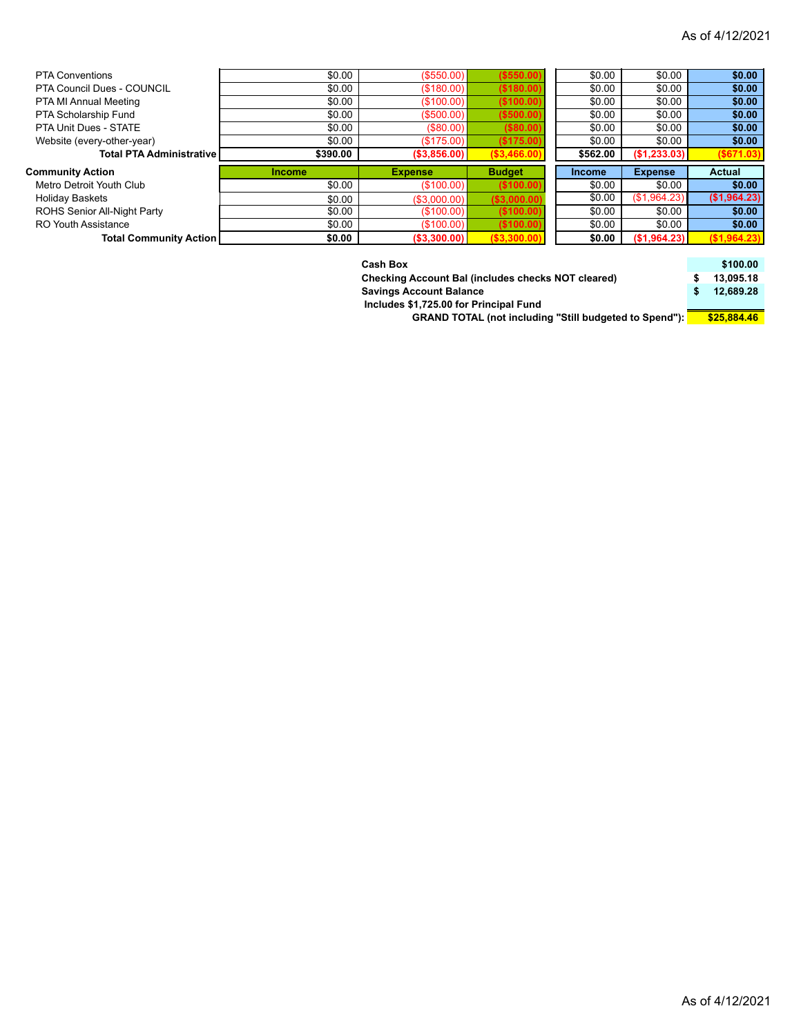| | Income | Expense | Budget | Income | Expense | Actual |
|---|---|---|---|---|---|---|
| PTA Conventions | $0.00 | ($550.00) | ($550.00) | $0.00 | $0.00 | $0.00 |
| PTA Council Dues - COUNCIL | $0.00 | ($180.00) | ($180.00) | $0.00 | $0.00 | $0.00 |
| PTA MI Annual Meeting | $0.00 | ($100.00) | ($100.00) | $0.00 | $0.00 | $0.00 |
| PTA Scholarship Fund | $0.00 | ($500.00) | ($500.00) | $0.00 | $0.00 | $0.00 |
| PTA Unit Dues - STATE | $0.00 | ($80.00) | ($80.00) | $0.00 | $0.00 | $0.00 |
| Website (every-other-year) | $0.00 | ($175.00) | ($175.00) | $0.00 | $0.00 | $0.00 |
| **Total PTA Administrative** | **$390.00** | **($3,856.00)** | **($3,466.00)** | **$562.00** | **($1,233.03)** | **($671.03)** |
| **Community Action** | **Income** | **Expense** | **Budget** | **Income** | **Expense** | **Actual** |
| Metro Detroit Youth Club | $0.00 | ($100.00) | ($100.00) | $0.00 | $0.00 | $0.00 |
| Holiday Baskets | $0.00 | ($3,000.00) | ($3,000.00) | $0.00 | ($1,964.23) | ($1,964.23) |
| ROHS Senior All-Night Party | $0.00 | ($100.00) | ($100.00) | $0.00 | $0.00 | $0.00 |
| RO Youth Assistance | $0.00 | ($100.00) | ($100.00) | $0.00 | $0.00 | $0.00 |
| **Total Community Action** | **$0.00** | **($3,300.00)** | **($3,300.00)** | **$0.00** | **($1,964.23)** | **($1,964.23)** |

| | |
|---|---|
| **Cash Box** | **$100.00** |
| **Checking Account Bal (includes checks NOT cleared)** | **$ 13,095.18** |
| **Savings Account Balance** | **$ 12,689.28** |
| **Includes $1,725.00 for Principal Fund** | |
| **GRAND TOTAL (not including "Still budgeted to Spend"):** | **$25,884.46** |